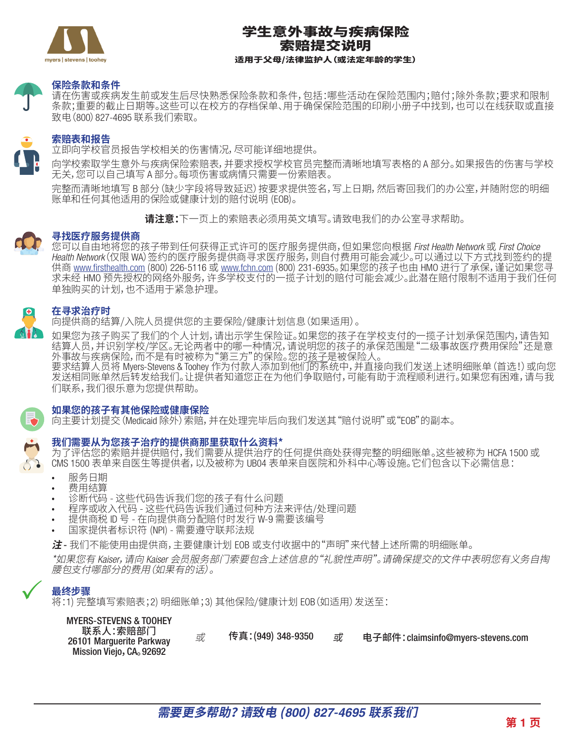myers | stevens | toohey

# 学生意外事故与疾病保险
# 索赔提交说明

**适用于父母/法律监护人（或法定年龄的学生）**

## 保险条款和条件

请在伤害或疾病发生前或发生后尽快熟悉保险条款和条件，包括：哪些活动在保险范围内；赔付；除外条款；要求和限制条款；重要的截止日期等。这些可以在校方的存档保单、用于确保保险范围的印刷小册子中找到，也可以在线获取或直接致电 (800) 827-4695 联系我们索取。

## 索赔表和报告

立即向学校官员报告学校相关的伤害情况，尽可能详细地提供。

向学校索取学生意外与疾病保险索赔表，并要求授权学校官员完整而清晰地填写表格的 A 部分。如果报告的伤害与学校无关，您可以自己填写 A 部分。每项伤害或病情只需要一份索赔表。

完整而清晰地填写 B 部分（缺少字段将导致延迟）按要求提供签名，写上日期，然后寄回我们的办公室，并随附您的明细账单和任何其他适用的保险或健康计划的赔付说明 (EOB)。

**请注意：**下一页上的索赔表必须用英文填写。请致电我们的办公室寻求帮助。

## 寻找医疗服务提供商

您可以自由地将您的孩子带到任何获得正式许可的医疗服务提供商，但如果您向根据 *First Health Network* 或 *First Choice Health Network*（仅限 WA）签约的医疗服务提供商寻求医疗服务，则自付费用可能会减少。可以通过以下方式找到签约的提供商 www.firsthealth.com (800) 226-5116 或 www.fchn.com (800) 231-6935。如果您的孩子也由 HMO 进行了承保，谨记如果您寻求未经 HMO 预先授权的网络外服务，许多学校支付的一揽子计划的赔付可能会减少。此潜在赔付限制不适用于我们任何单独购买的计划，也不适用于紧急护理。

## 在寻求治疗时

向提供商的结算/入院人员提供您的主要保险/健康计划信息（如果适用）。

如果您为孩子购买了我们的个人计划，请出示学生保险证。如果您的孩子在学校支付的一揽子计划承保范围内，请告知结算人员，并识别学校/学区。无论两者中的哪一种情况，请说明您的孩子的承保范围是"二级事故医疗费用保险"还是意外事故与疾病保险，而不是有时被称为"第三方"的保险。您的孩子是被保险人。

要求结算人员将 Myers-Stevens & Toohey 作为付款人添加到他们的系统中，并直接向我们发送上述明细账单（首选！）或向您发送相同账单然后转发给我们。让提供者知道您正在为他们争取赔付，可能有助于流程顺利进行。如果您有困难，请与我们联系，我们很乐意为您提供帮助。

## 如果您的孩子有其他保险或健康保险

向主要计划提交 (Medicaid 除外) 索赔，并在处理完毕后向我们发送其"赔付说明"或"EOB"的副本。

## 我们需要从为您孩子治疗的提供商那里获取什么资料*

为了评估您的索赔并提供赔付，我们需要从提供治疗的任何提供商处获得完整的明细账单。这些被称为 HCFA 1500 或 CMS 1500 表单来自医生等提供者，以及被称为 UB04 表单来自医院和外科中心等设施。它们包含以下必需信息：

- 服务日期
- 费用结算
- 诊断代码 - 这些代码告诉我们您的孩子有什么问题
- 程序或收入代码 - 这些代码告诉我们通过何种方法来评估/处理问题
- 提供商税 ID 号 - 在向提供商分配赔付时发行 W-9 需要该编号
- 国家提供者标识符 (NPI) - 需要遵守联邦法规

***注*** - 我们不能使用由提供商，主要健康计划 EOB 或支付收据中的"声明"来代替上述所需的明细账单。

*\*如果您有 Kaiser，请向 Kaiser 会员服务部门索要包含上述信息的"礼貌性声明"。请确保提交的文件中表明您有义务自掏腰包支付哪部分的费用（如果有的话）。*

## 最终步骤

将：1) 完整填写索赔表；2) 明细账单；3) 其他保险/健康计划 EOB（如适用）发送至：

MYERS-STEVENS & TOOHEY
联系人：索赔部门
26101 Marguerite Parkway
Mission Viejo, CA。92692

*或* **传真：(949) 348-9350** *或* **电子邮件：claimsinfo@myers-stevens.com**

***需要更多帮助？请致电 (800) 827-4695 联系我们***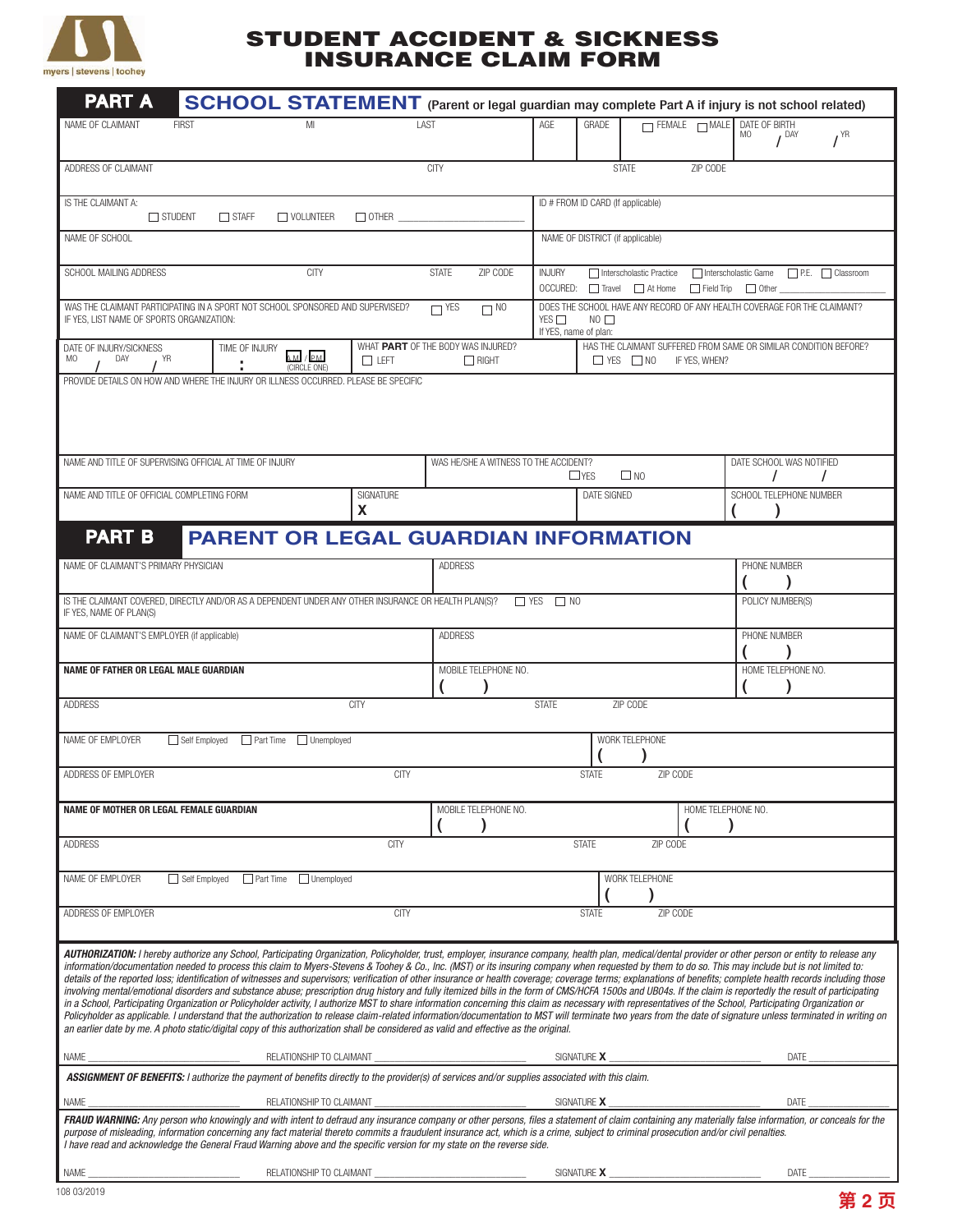myers | stevens | toohey

# STUDENT ACCIDENT & SICKNESS INSURANCE CLAIM FORM

## PART A SCHOOL STATEMENT (Parent or legal guardian may complete Part A if injury is not school related)

NAME OF CLAIMANT FIRST MI LAST | AGE | GRADE | ☐ FEMALE ☐ MALE | DATE OF BIRTH MO / DAY / YR

ADDRESS OF CLAIMANT | CITY | STATE | ZIP CODE

IS THE CLAIMANT A: ☐ STUDENT ☐ STAFF ☐ VOLUNTEER ☐ OTHER ______

ID # FROM ID CARD (If applicable)

NAME OF SCHOOL

NAME OF DISTRICT (if applicable)

SCHOOL MAILING ADDRESS | CITY | STATE | ZIP CODE

INJURY OCCURED: ☐ Interscholastic Practice ☐ Interscholastic Game ☐ P.E. ☐ Classroom ☐ Travel ☐ At Home ☐ Field Trip ☐ Other ______

WAS THE CLAIMANT PARTICIPATING IN A SPORT NOT SCHOOL SPONSORED AND SUPERVISED? ☐ YES ☐ NO
IF YES, LIST NAME OF SPORTS ORGANIZATION:

DOES THE SCHOOL HAVE ANY RECORD OF ANY HEALTH COVERAGE FOR THE CLAIMANT? YES ☐ NO ☐
If YES, name of plan:

DATE OF INJURY/SICKNESS MO / DAY / YR | TIME OF INJURY : A.M. / P.M. (CIRCLE ONE) | WHAT **PART** OF THE BODY WAS INJURED? ☐ LEFT ☐ RIGHT

HAS THE CLAIMANT SUFFERED FROM SAME OR SIMILAR CONDITION BEFORE? ☐ YES ☐ NO IF YES, WHEN?

PROVIDE DETAILS ON HOW AND WHERE THE INJURY OR ILLNESS OCCURRED. PLEASE BE SPECIFIC

NAME AND TITLE OF SUPERVISING OFFICIAL AT TIME OF INJURY | WAS HE/SHE A WITNESS TO THE ACCIDENT? ☐ YES ☐ NO | DATE SCHOOL WAS NOTIFIED / /

NAME AND TITLE OF OFFICIAL COMPLETING FORM | SIGNATURE X | DATE SIGNED | SCHOOL TELEPHONE NUMBER ( )

## PART B PARENT OR LEGAL GUARDIAN INFORMATION

NAME OF CLAIMANT'S PRIMARY PHYSICIAN | ADDRESS | PHONE NUMBER ( )

IS THE CLAIMANT COVERED, DIRECTLY AND/OR AS A DEPENDENT UNDER ANY OTHER INSURANCE OR HEALTH PLAN(S)? ☐ YES ☐ NO
IF YES, NAME OF PLAN(S) | POLICY NUMBER(S)

NAME OF CLAIMANT'S EMPLOYER (if applicable) | ADDRESS | PHONE NUMBER ( )

**NAME OF FATHER OR LEGAL MALE GUARDIAN** | MOBILE TELEPHONE NO. ( ) | HOME TELEPHONE NO. ( )

ADDRESS | CITY | STATE | ZIP CODE

NAME OF EMPLOYER ☐ Self Employed ☐ Part Time ☐ Unemployed | WORK TELEPHONE ( )

ADDRESS OF EMPLOYER | CITY | STATE | ZIP CODE

**NAME OF MOTHER OR LEGAL FEMALE GUARDIAN** | MOBILE TELEPHONE NO. ( ) | HOME TELEPHONE NO. ( )

ADDRESS | CITY | STATE | ZIP CODE

NAME OF EMPLOYER ☐ Self Employed ☐ Part Time ☐ Unemployed | WORK TELEPHONE ( )

ADDRESS OF EMPLOYER | CITY | STATE | ZIP CODE

***AUTHORIZATION:*** *I hereby authorize any School, Participating Organization, Policyholder, trust, employer, insurance company, health plan, medical/dental provider or other person or entity to release any information/documentation needed to process this claim to Myers-Stevens & Toohey & Co., Inc. (MST) or its insuring company when requested by them to do so. This may include but is not limited to: details of the reported loss; identification of witnesses and supervisors; verification of other insurance or health coverage; coverage terms; explanations of benefits; complete health records including those involving mental/emotional disorders and substance abuse; prescription drug history and fully itemized bills in the form of CMS/HCFA 1500s and UB04s. If the claim is reportedly the result of participating in a School, Participating Organization or Policyholder activity, I authorize MST to share information concerning this claim as necessary with representatives of the School, Participating Organization or Policyholder as applicable. I understand that the authorization to release claim-related information/documentation to MST will terminate two years from the date of signature unless terminated in writing on an earlier date by me. A photo static/digital copy of this authorization shall be considered as valid and effective as the original.*

NAME ______ RELATIONSHIP TO CLAIMANT ______ SIGNATURE **X** ______ DATE ______

***ASSIGNMENT OF BENEFITS:*** *I authorize the payment of benefits directly to the provider(s) of services and/or supplies associated with this claim.*

NAME ______ RELATIONSHIP TO CLAIMANT ______ SIGNATURE **X** ______ DATE ______

***FRAUD WARNING:*** *Any person who knowingly and with intent to defraud any insurance company or other persons, files a statement of claim containing any materially false information, or conceals for the purpose of misleading, information concerning any fact material thereto commits a fraudulent insurance act, which is a crime, subject to criminal prosecution and/or civil penalties.*
*I have read and acknowledge the General Fraud Warning above and the specific version for my state on the reverse side.*

NAME ______ RELATIONSHIP TO CLAIMANT ______ SIGNATURE **X** ______ DATE ______

108 03/2019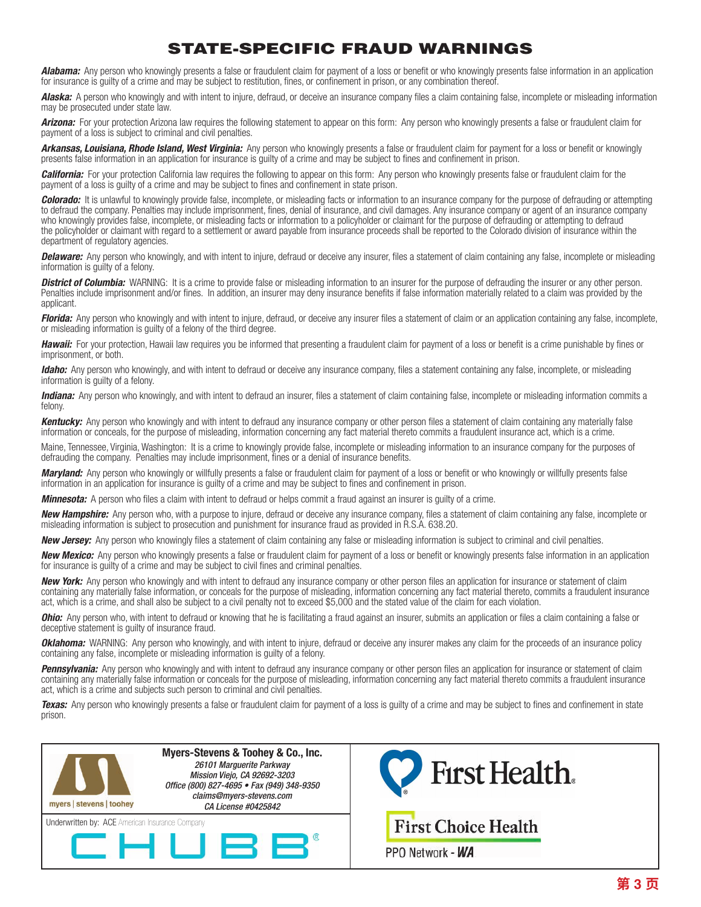# STATE-SPECIFIC FRAUD WARNINGS

***Alabama:*** Any person who knowingly presents a false or fraudulent claim for payment of a loss or benefit or who knowingly presents false information in an application for insurance is guilty of a crime and may be subject to restitution, fines, or confinement in prison, or any combination thereof.

***Alaska:*** A person who knowingly and with intent to injure, defraud, or deceive an insurance company files a claim containing false, incomplete or misleading information may be prosecuted under state law.

***Arizona:*** For your protection Arizona law requires the following statement to appear on this form: Any person who knowingly presents a false or fraudulent claim for payment of a loss is subject to criminal and civil penalties.

***Arkansas, Louisiana, Rhode Island, West Virginia:*** Any person who knowingly presents a false or fraudulent claim for payment for a loss or benefit or knowingly presents false information in an application for insurance is guilty of a crime and may be subject to fines and confinement in prison.

***California:*** For your protection California law requires the following to appear on this form: Any person who knowingly presents false or fraudulent claim for the payment of a loss is guilty of a crime and may be subject to fines and confinement in state prison.

***Colorado:*** It is unlawful to knowingly provide false, incomplete, or misleading facts or information to an insurance company for the purpose of defrauding or attempting to defraud the company. Penalties may include imprisonment, fines, denial of insurance, and civil damages. Any insurance company or agent of an insurance company who knowingly provides false, incomplete, or misleading facts or information to a policyholder or claimant for the purpose of defrauding or attempting to defraud the policyholder or claimant with regard to a settlement or award payable from insurance proceeds shall be reported to the Colorado division of insurance within the department of regulatory agencies.

***Delaware:*** Any person who knowingly, and with intent to injure, defraud or deceive any insurer, files a statement of claim containing any false, incomplete or misleading information is guilty of a felony.

***District of Columbia:*** WARNING: It is a crime to provide false or misleading information to an insurer for the purpose of defrauding the insurer or any other person. Penalties include imprisonment and/or fines. In addition, an insurer may deny insurance benefits if false information materially related to a claim was provided by the applicant.

***Florida:*** Any person who knowingly and with intent to injure, defraud, or deceive any insurer files a statement of claim or an application containing any false, incomplete, or misleading information is guilty of a felony of the third degree.

***Hawaii:*** For your protection, Hawaii law requires you be informed that presenting a fraudulent claim for payment of a loss or benefit is a crime punishable by fines or imprisonment, or both.

***Idaho:*** Any person who knowingly, and with intent to defraud or deceive any insurance company, files a statement containing any false, incomplete, or misleading information is guilty of a felony.

***Indiana:*** Any person who knowingly, and with intent to defraud an insurer, files a statement of claim containing false, incomplete or misleading information commits a felony.

***Kentucky:*** Any person who knowingly and with intent to defraud any insurance company or other person files a statement of claim containing any materially false information or conceals, for the purpose of misleading, information concerning any fact material thereto commits a fraudulent insurance act, which is a crime.

Maine, Tennessee, Virginia, Washington: It is a crime to knowingly provide false, incomplete or misleading information to an insurance company for the purposes of defrauding the company. Penalties may include imprisonment, fines or a denial of insurance benefits.

***Maryland:*** Any person who knowingly or willfully presents a false or fraudulent claim for payment of a loss or benefit or who knowingly or willfully presents false information in an application for insurance is guilty of a crime and may be subject to fines and confinement in prison.

***Minnesota:*** A person who files a claim with intent to defraud or helps commit a fraud against an insurer is guilty of a crime.

***New Hampshire:*** Any person who, with a purpose to injure, defraud or deceive any insurance company, files a statement of claim containing any false, incomplete or misleading information is subject to prosecution and punishment for insurance fraud as provided in R.S.A. 638.20.

***New Jersey:*** Any person who knowingly files a statement of claim containing any false or misleading information is subject to criminal and civil penalties.

***New Mexico:*** Any person who knowingly presents a false or fraudulent claim for payment of a loss or benefit or knowingly presents false information in an application for insurance is guilty of a crime and may be subject to civil fines and criminal penalties.

***New York:*** Any person who knowingly and with intent to defraud any insurance company or other person files an application for insurance or statement of claim containing any materially false information, or conceals for the purpose of misleading, information concerning any fact material thereto, commits a fraudulent insurance act, which is a crime, and shall also be subject to a civil penalty not to exceed $5,000 and the stated value of the claim for each violation.

***Ohio:*** Any person who, with intent to defraud or knowing that he is facilitating a fraud against an insurer, submits an application or files a claim containing a false or deceptive statement is guilty of insurance fraud.

***Oklahoma:*** WARNING: Any person who knowingly, and with intent to injure, defraud or deceive any insurer makes any claim for the proceeds of an insurance policy containing any false, incomplete or misleading information is guilty of a felony.

***Pennsylvania:*** Any person who knowingly and with intent to defraud any insurance company or other person files an application for insurance or statement of claim containing any materially false information or conceals for the purpose of misleading, information concerning any fact material thereto commits a fraudulent insurance act, which is a crime and subjects such person to criminal and civil penalties.

***Texas:*** Any person who knowingly presents a false or fraudulent claim for payment of a loss is guilty of a crime and may be subject to fines and confinement in state prison.

myers | stevens | toohey

**Myers-Stevens & Toohey & Co., Inc.**
*26101 Marguerite Parkway*
*Mission Viejo, CA 92692-3203*
*Office (800) 827-4695 • Fax (949) 348-9350*
*claims@myers-stevens.com*
*CA License #0425842*

Underwritten by: ACE American Insurance Company

CHUBB®

First Health®

First Choice Health
PPO Network - ***WA***